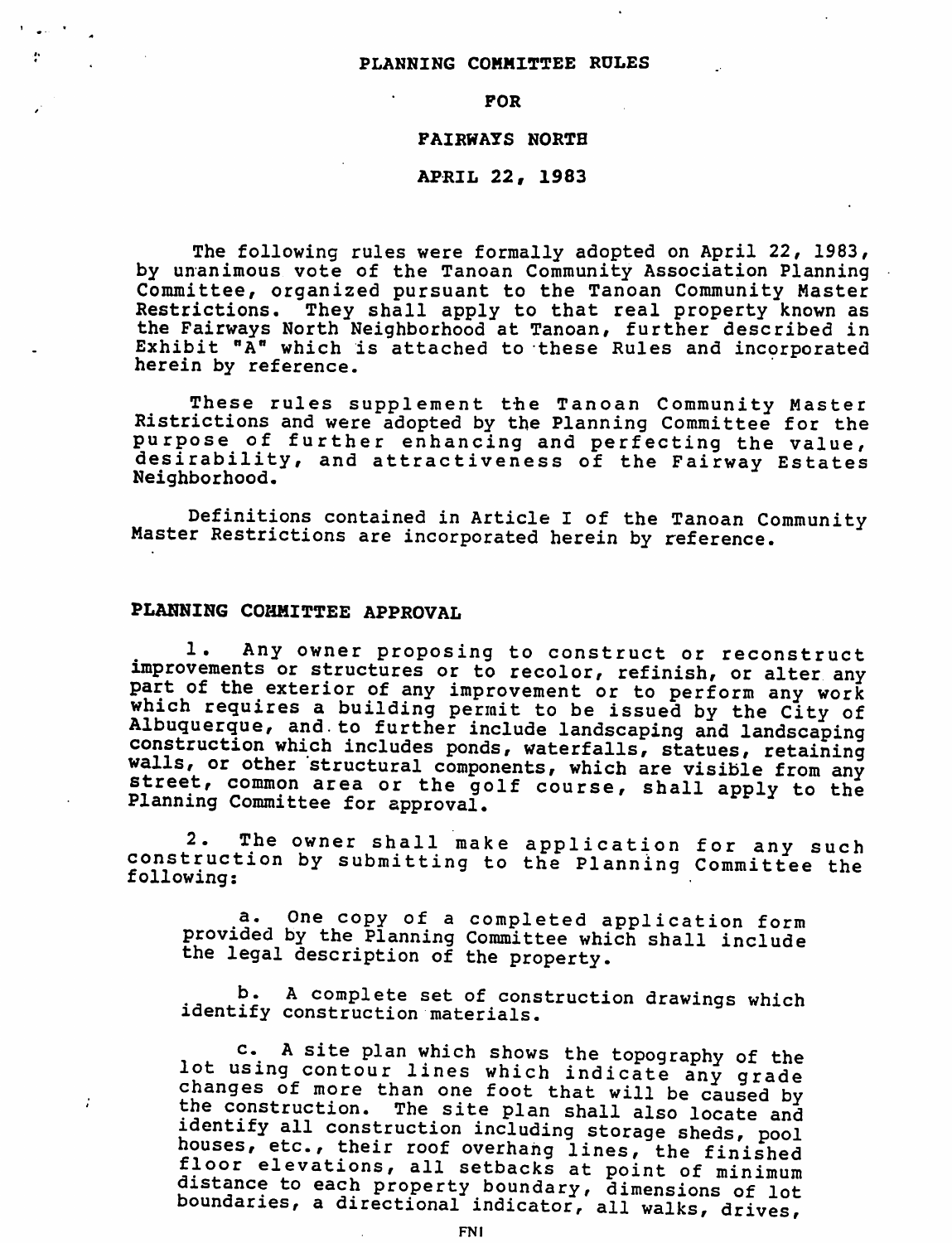# PLANNING COMMITTEE RULES

## FOR

## FAIRWAYS NORTH

## APRIL 22, 1983

The following rules were formally adopted on April 22, 1983, by unanimous vote of the Tanoan Community Association Planning Committee, organized pursuant to the Tanoan Community Master Restrictions. They shall apply to that real property known as the Fairways North Neighborhood at Tanoan, further described in Exhibit "A" which is attached to these Rules and incorporated herein by reference.

These rules supplement the Tanoan Community Master Ristrictions and were adopted by the Planning Committee for the purpose of further enhancing and perfecting the value, desirability, and attractiveness of the Fairway Estates Neighborhood.

Definitions contained in Article I of the Tanoan Community Master Restrictions are incorporated herein by reference.

## PLANNING COMMITTEE APPROVAL

1. Any owner proposing to construct or reconstruct improvements or structures or to recolor, refinish, or alter any part of the exterior of any improvement or to perform any work which requires a building permit to be issued by the City of Albuquerque, and to further include landscaping and landscaping construction which includes ponds, waterfalls, statues, retaining walls, or other structural components, which are visible from any street, common area or the golf course, shall apply to the Planning Committee for approval.

2. The owner shall make application for any such construction by submitting to the Planning Committee the following:

   a. One copy of a completed application form provided by the Planning Committee which shall include the legal description of the property.

   b. A complete set of construction drawings which identify construction materials.

   c. A site plan which shows the topography of the lot using contour lines which indicate any grade changes of more than one foot that will be caused by the construction. The site plan shall also locate and identify all construction including storage sheds, pool houses, etc., their roof overhang lines, the finished floor elevations, all setbacks at point of minimum distance to each property boundary, dimensions of lot boundaries, a directional indicator, all walks, drives,

FNI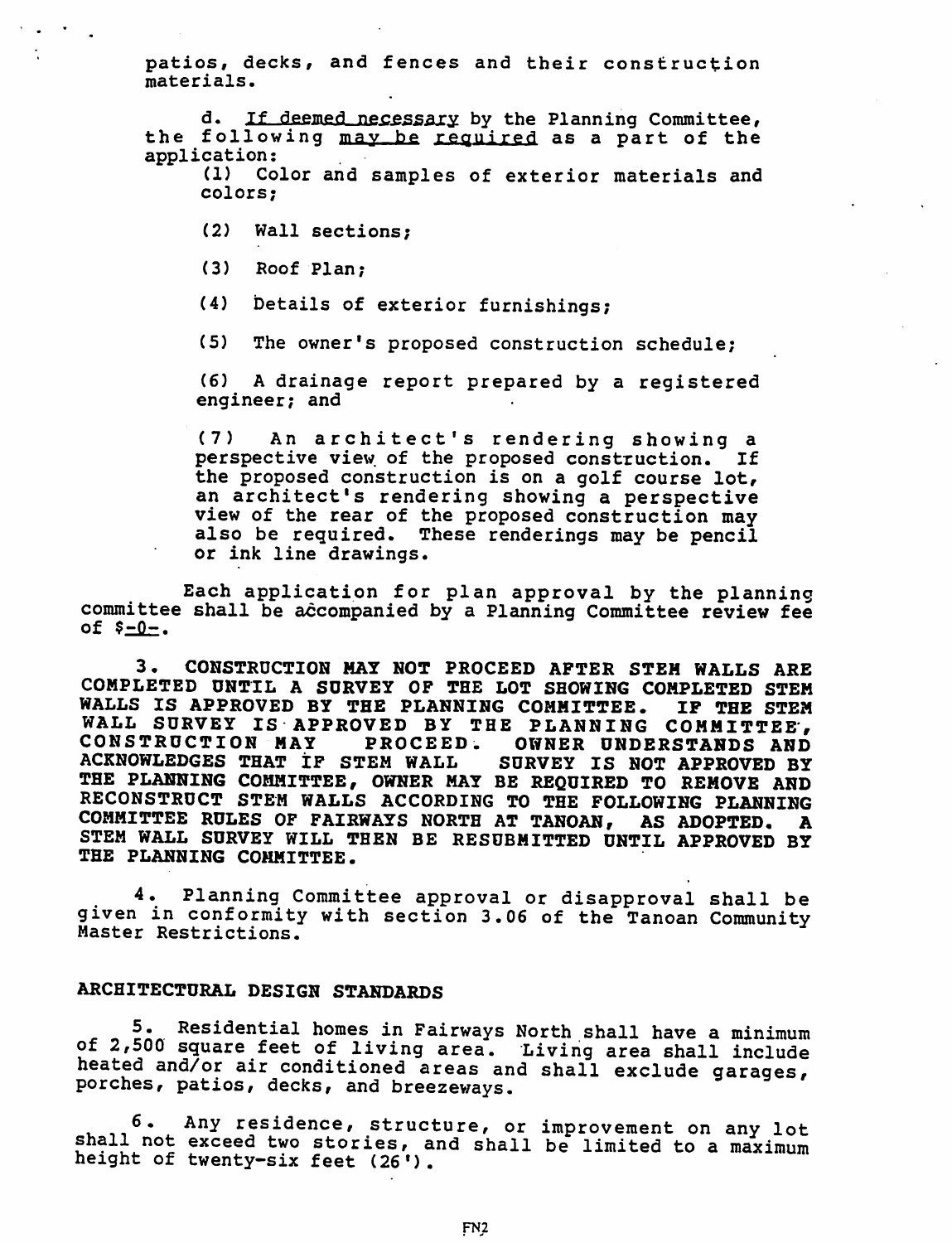patios, decks, and fences and their construction materials.

d. _If deemed necessary_ by the Planning Committee, the following _may be required_ as a part of the application:

(1) Color and samples of exterior materials and colors;

(2) Wall sections;

(3) Roof Plan;

(4) Details of exterior furnishings;

(5) The owner's proposed construction schedule;

(6) A drainage report prepared by a registered engineer; and

(7) An architect's rendering showing a perspective view of the proposed construction. If the proposed construction is on a golf course lot, an architect's rendering showing a perspective view of the rear of the proposed construction may also be required. These renderings may be pencil or ink line drawings.

Each application for plan approval by the planning committee shall be accompanied by a Planning Committee review fee of $_-0-_.

**3. CONSTRUCTION MAY NOT PROCEED AFTER STEM WALLS ARE COMPLETED UNTIL A SURVEY OF THE LOT SHOWING COMPLETED STEM WALLS IS APPROVED BY THE PLANNING COMMITTEE. IF THE STEM WALL SURVEY IS APPROVED BY THE PLANNING COMMITTEE, CONSTRUCTION MAY PROCEED. OWNER UNDERSTANDS AND ACKNOWLEDGES THAT IF STEM WALL SURVEY IS NOT APPROVED BY THE PLANNING COMMITTEE, OWNER MAY BE REQUIRED TO REMOVE AND RECONSTRUCT STEM WALLS ACCORDING TO THE FOLLOWING PLANNING COMMITTEE RULES OF FAIRWAYS NORTH AT TANOAN, AS ADOPTED. A STEM WALL SURVEY WILL THEN BE RESUBMITTED UNTIL APPROVED BY THE PLANNING COMMITTEE.**

4. Planning Committee approval or disapproval shall be given in conformity with section 3.06 of the Tanoan Community Master Restrictions.

## ARCHITECTURAL DESIGN STANDARDS

5. Residential homes in Fairways North shall have a minimum of 2,500 square feet of living area. Living area shall include heated and/or air conditioned areas and shall exclude garages, porches, patios, decks, and breezeways.

6. Any residence, structure, or improvement on any lot shall not exceed two stories, and shall be limited to a maximum height of twenty-six feet (26').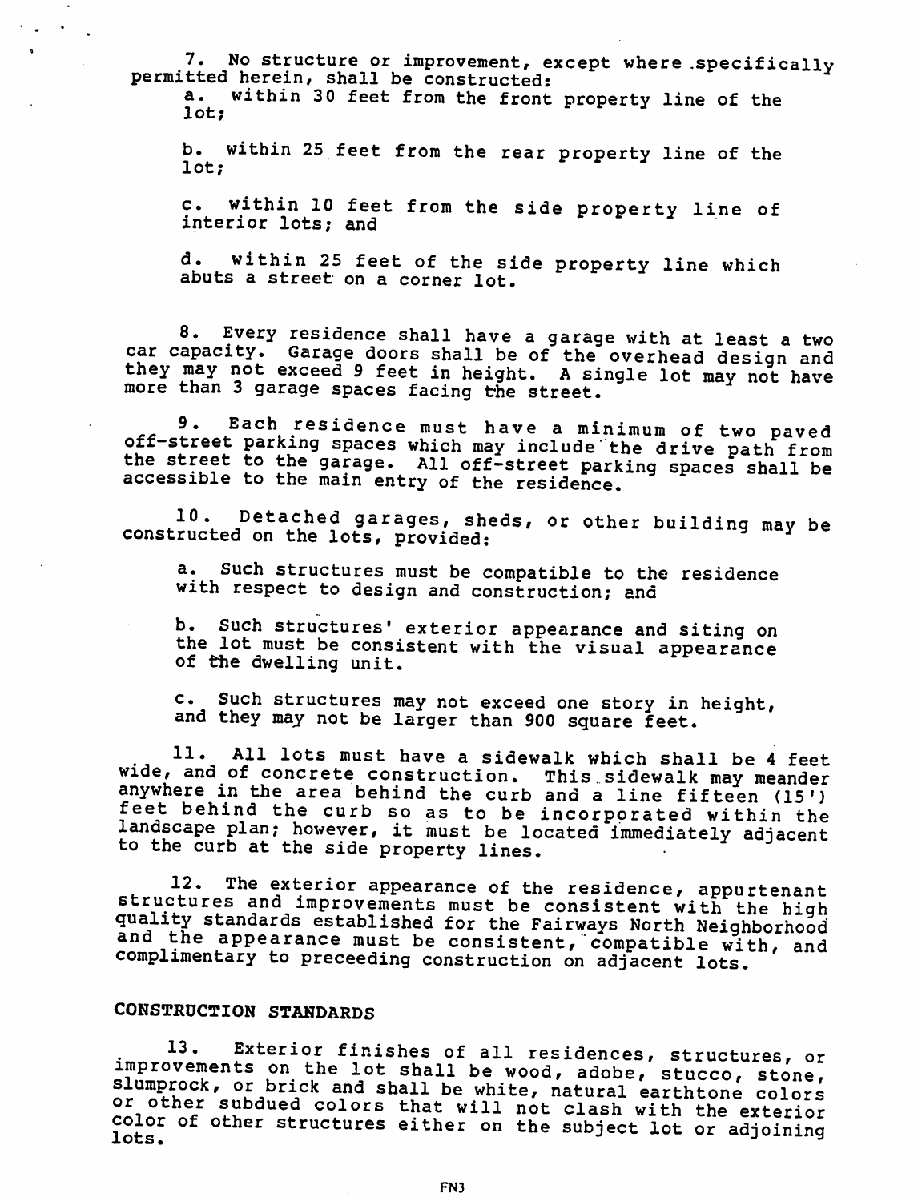7. No structure or improvement, except where specifically permitted herein, shall be constructed:

a. within 30 feet from the front property line of the lot;

b. within 25 feet from the rear property line of the lot;

c. within 10 feet from the side property line of interior lots; and

d. within 25 feet of the side property line which abuts a street on a corner lot.

8. Every residence shall have a garage with at least a two car capacity. Garage doors shall be of the overhead design and they may not exceed 9 feet in height. A single lot may not have more than 3 garage spaces facing the street.

9. Each residence must have a minimum of two paved off-street parking spaces which may include the drive path from the street to the garage. All off-street parking spaces shall be accessible to the main entry of the residence.

10. Detached garages, sheds, or other building may be constructed on the lots, provided:

a. Such structures must be compatible to the residence with respect to design and construction; and

b. Such structures' exterior appearance and siting on the lot must be consistent with the visual appearance of the dwelling unit.

c. Such structures may not exceed one story in height, and they may not be larger than 900 square feet.

11. All lots must have a sidewalk which shall be 4 feet wide, and of concrete construction. This sidewalk may meander anywhere in the area behind the curb and a line fifteen (15') feet behind the curb so as to be incorporated within the landscape plan; however, it must be located immediately adjacent to the curb at the side property lines.

12. The exterior appearance of the residence, appurtenant structures and improvements must be consistent with the high quality standards established for the Fairways North Neighborhood and the appearance must be consistent, compatible with, and complimentary to preceeding construction on adjacent lots.

## CONSTRUCTION STANDARDS

13. Exterior finishes of all residences, structures, or improvements on the lot shall be wood, adobe, stucco, stone, slumprock, or brick and shall be white, natural earthtone colors or other subdued colors that will not clash with the exterior color of other structures either on the subject lot or adjoining lots.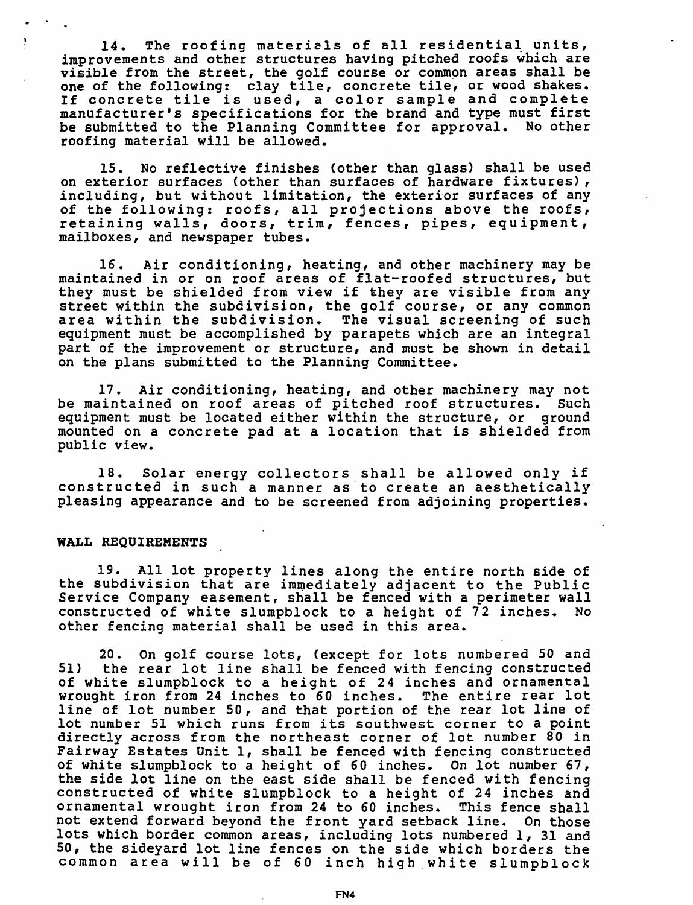14. The roofing materials of all residential units, improvements and other structures having pitched roofs which are visible from the street, the golf course or common areas shall be one of the following: clay tile, concrete tile, or wood shakes. If concrete tile is used, a color sample and complete manufacturer's specifications for the brand and type must first be submitted to the Planning Committee for approval. No other roofing material will be allowed.

15. No reflective finishes (other than glass) shall be used on exterior surfaces (other than surfaces of hardware fixtures), including, but without limitation, the exterior surfaces of any of the following: roofs, all projections above the roofs, retaining walls, doors, trim, fences, pipes, equipment, mailboxes, and newspaper tubes.

16. Air conditioning, heating, and other machinery may be maintained in or on roof areas of flat-roofed structures, but they must be shielded from view if they are visible from any street within the subdivision, the golf course, or any common area within the subdivision. The visual screening of such equipment must be accomplished by parapets which are an integral part of the improvement or structure, and must be shown in detail on the plans submitted to the Planning Committee.

17. Air conditioning, heating, and other machinery may not be maintained on roof areas of pitched roof structures. Such equipment must be located either within the structure, or ground mounted on a concrete pad at a location that is shielded from public view.

18. Solar energy collectors shall be allowed only if constructed in such a manner as to create an aesthetically pleasing appearance and to be screened from adjoining properties.

**WALL REQUIREMENTS**

19. All lot property lines along the entire north side of the subdivision that are immediately adjacent to the Public Service Company easement, shall be fenced with a perimeter wall constructed of white slumpblock to a height of 72 inches. No other fencing material shall be used in this area.

20. On golf course lots, (except for lots numbered 50 and 51) the rear lot line shall be fenced with fencing constructed of white slumpblock to a height of 24 inches and ornamental wrought iron from 24 inches to 60 inches. The entire rear lot line of lot number 50, and that portion of the rear lot line of lot number 51 which runs from its southwest corner to a point directly across from the northeast corner of lot number 80 in Fairway Estates Unit 1, shall be fenced with fencing constructed of white slumpblock to a height of 60 inches. On lot number 67, the side lot line on the east side shall be fenced with fencing constructed of white slumpblock to a height of 24 inches and ornamental wrought iron from 24 to 60 inches. This fence shall not extend forward beyond the front yard setback line. On those lots which border common areas, including lots numbered 1, 31 and 50, the sideyard lot line fences on the side which borders the common area will be of 60 inch high white slumpblock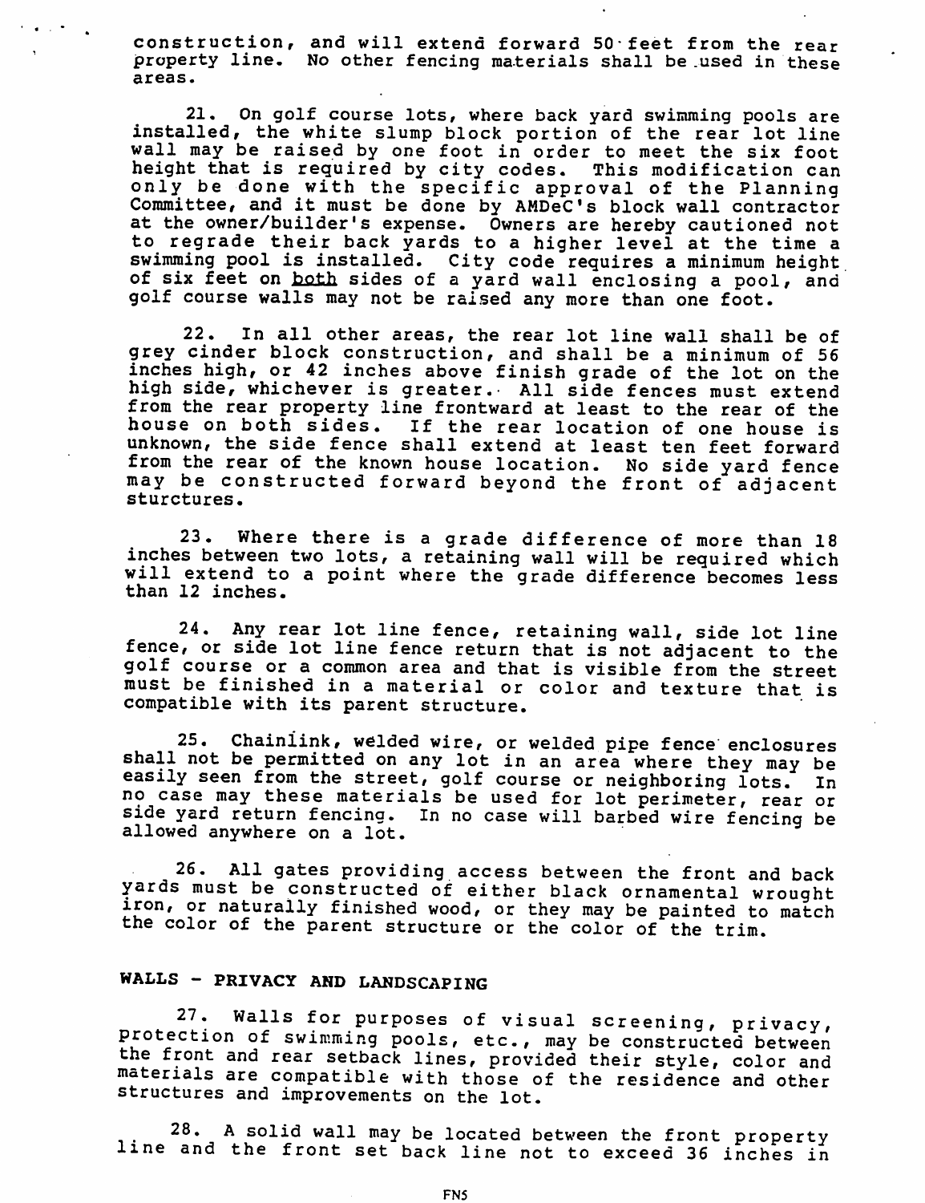construction, and will extend forward 50 feet from the rear property line. No other fencing materials shall be used in these areas.

21. On golf course lots, where back yard swimming pools are installed, the white slump block portion of the rear lot line wall may be raised by one foot in order to meet the six foot height that is required by city codes. This modification can only be done with the specific approval of the Planning Committee, and it must be done by AMDeC's block wall contractor at the owner/builder's expense. Owners are hereby cautioned not to regrade their back yards to a higher level at the time a swimming pool is installed. City code requires a minimum height of six feet on <u>both</u> sides of a yard wall enclosing a pool, and golf course walls may not be raised any more than one foot.

22. In all other areas, the rear lot line wall shall be of grey cinder block construction, and shall be a minimum of 56 inches high, or 42 inches above finish grade of the lot on the high side, whichever is greater. All side fences must extend from the rear property line frontward at least to the rear of the house on both sides. If the rear location of one house is unknown, the side fence shall extend at least ten feet forward from the rear of the known house location. No side yard fence may be constructed forward beyond the front of adjacent sturctures.

23. Where there is a grade difference of more than 18 inches between two lots, a retaining wall will be required which will extend to a point where the grade difference becomes less than 12 inches.

24. Any rear lot line fence, retaining wall, side lot line fence, or side lot line fence return that is not adjacent to the golf course or a common area and that is visible from the street must be finished in a material or color and texture that is compatible with its parent structure.

25. Chainlink, welded wire, or welded pipe fence enclosures shall not be permitted on any lot in an area where they may be easily seen from the street, golf course or neighboring lots. In no case may these materials be used for lot perimeter, rear or side yard return fencing. In no case will barbed wire fencing be allowed anywhere on a lot.

26. All gates providing access between the front and back yards must be constructed of either black ornamental wrought iron, or naturally finished wood, or they may be painted to match the color of the parent structure or the color of the trim.

## WALLS - PRIVACY AND LANDSCAPING

27. Walls for purposes of visual screening, privacy, protection of swimming pools, etc., may be constructed between the front and rear setback lines, provided their style, color and materials are compatible with those of the residence and other structures and improvements on the lot.

28. A solid wall may be located between the front property line and the front set back line not to exceed 36 inches in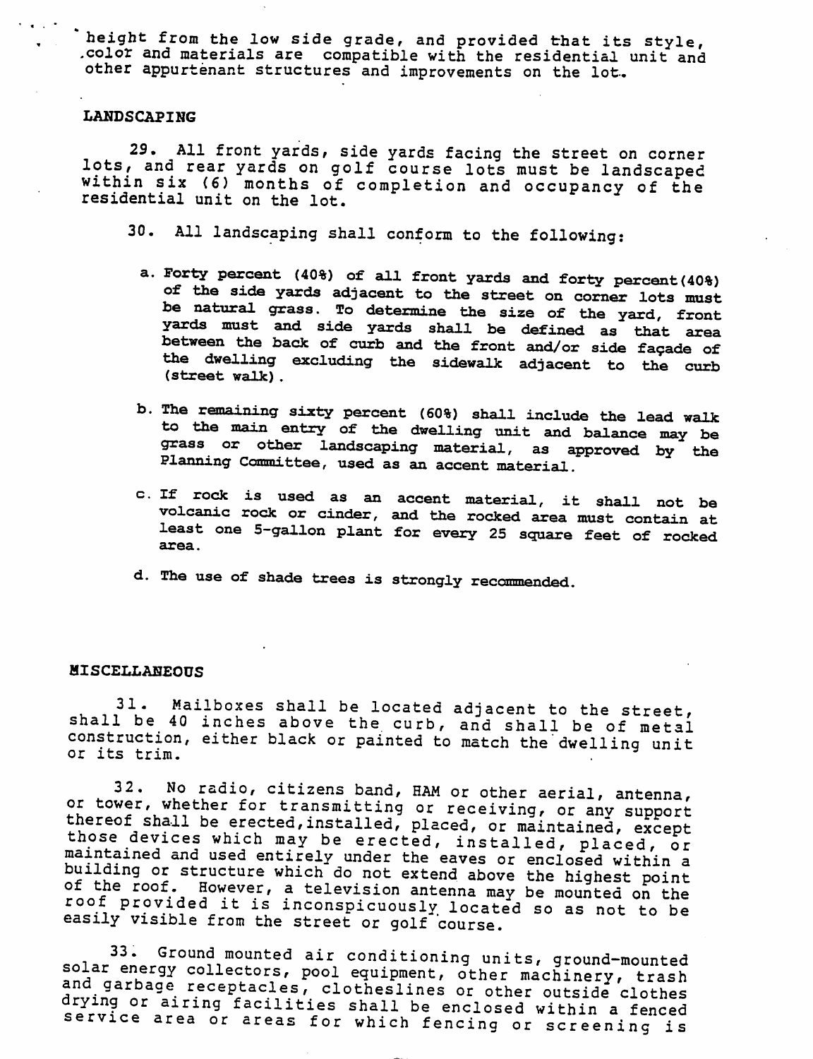height from the low side grade, and provided that its style, color and materials are compatible with the residential unit and other appurtenant structures and improvements on the lot.

## LANDSCAPING

29. All front yards, side yards facing the street on corner lots, and rear yards on golf course lots must be landscaped within six (6) months of completion and occupancy of the residential unit on the lot.

30. All landscaping shall conform to the following:

a. Forty percent (40%) of all front yards and forty percent(40%) of the side yards adjacent to the street on corner lots must be natural grass. To determine the size of the yard, front yards must and side yards shall be defined as that area between the back of curb and the front and/or side façade of the dwelling excluding the sidewalk adjacent to the curb (street walk).

b. The remaining sixty percent (60%) shall include the lead walk to the main entry of the dwelling unit and balance may be grass or other landscaping material, as approved by the Planning Committee, used as an accent material.

c. If rock is used as an accent material, it shall not be volcanic rock or cinder, and the rocked area must contain at least one 5-gallon plant for every 25 square feet of rocked area.

d. The use of shade trees is strongly recommended.

## MISCELLANEOUS

31. Mailboxes shall be located adjacent to the street, shall be 40 inches above the curb, and shall be of metal construction, either black or painted to match the dwelling unit or its trim.

32. No radio, citizens band, HAM or other aerial, antenna, or tower, whether for transmitting or receiving, or any support thereof shall be erected, installed, placed, or maintained, except those devices which may be erected, installed, placed, or maintained and used entirely under the eaves or enclosed within a building or structure which do not extend above the highest point of the roof. However, a television antenna may be mounted on the roof provided it is inconspicuously located so as not to be easily visible from the street or golf course.

33. Ground mounted air conditioning units, ground-mounted solar energy collectors, pool equipment, other machinery, trash and garbage receptacles, clotheslines or other outside clothes drying or airing facilities shall be enclosed within a fenced service area or areas for which fencing or screening is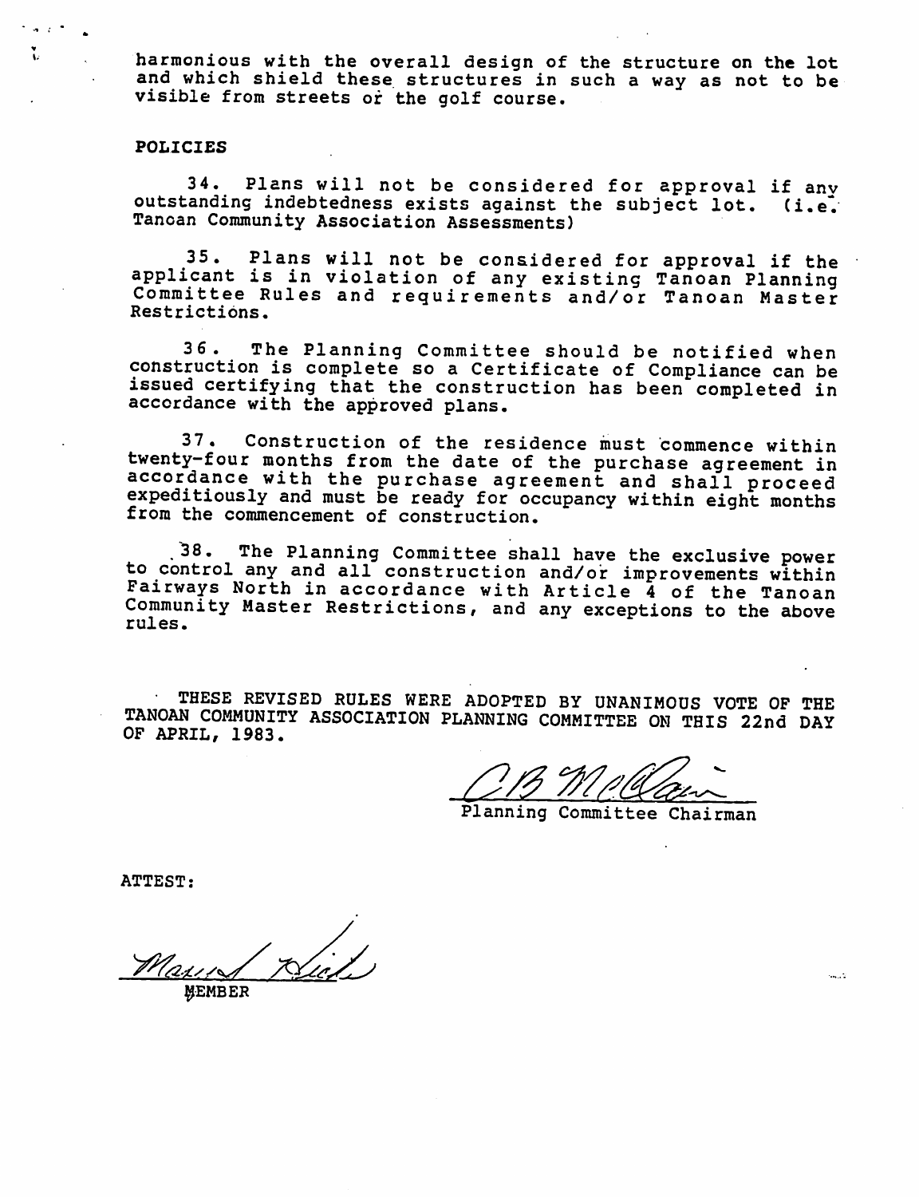harmonious with the overall design of the structure on the lot and which shield these structures in such a way as not to be visible from streets or the golf course.

## POLICIES

34. Plans will not be considered for approval if any outstanding indebtedness exists against the subject lot. (i.e. Tanoan Community Association Assessments)

35. Plans will not be considered for approval if the applicant is in violation of any existing Tanoan Planning Committee Rules and requirements and/or Tanoan Master Restrictions.

36. The Planning Committee should be notified when construction is complete so a Certificate of Compliance can be issued certifying that the construction has been completed in accordance with the approved plans.

37. Construction of the residence must commence within twenty-four months from the date of the purchase agreement in accordance with the purchase agreement and shall proceed expeditiously and must be ready for occupancy within eight months from the commencement of construction.

38. The Planning Committee shall have the exclusive power to control any and all construction and/or improvements within Fairways North in accordance with Article 4 of the Tanoan Community Master Restrictions, and any exceptions to the above rules.

THESE REVISED RULES WERE ADOPTED BY UNANIMOUS VOTE OF THE TANOAN COMMUNITY ASSOCIATION PLANNING COMMITTEE ON THIS 22nd DAY OF APRIL, 1983.

C B McClain

Planning Committee Chairman

ATTEST:

Marian Dieh

MEMBER